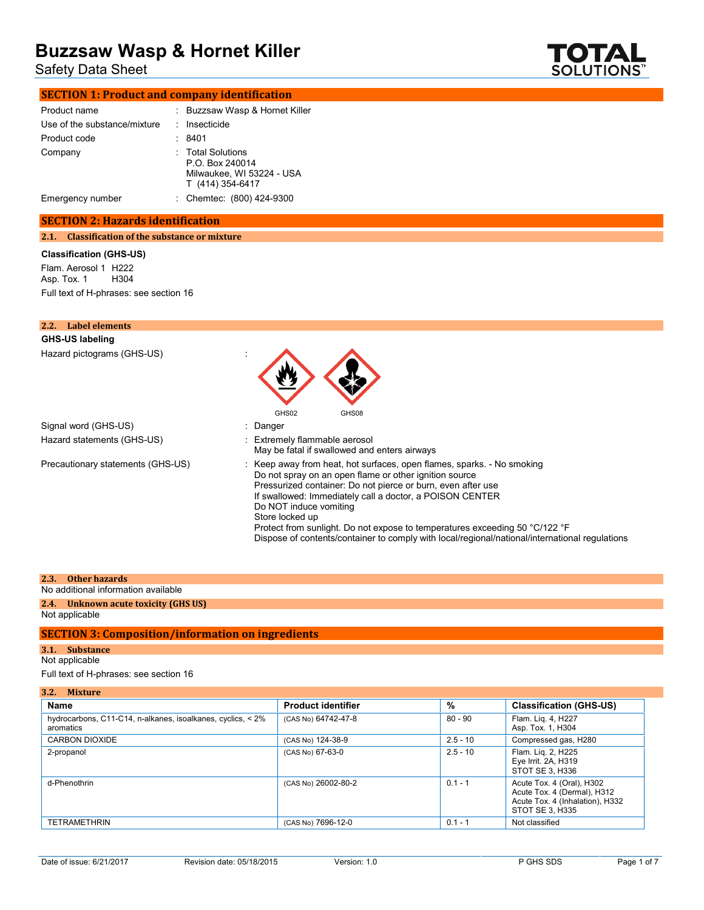# Buzzsaw Wasp & Hornet Killer

Safety Data Sheet

## SECTION 1: Product and company identification

| | | |
|---|---|---|
| Product name | : | Buzzsaw Wasp & Hornet Killer |
| Use of the substance/mixture | : | Insecticide |
| Product code | : | 8401 |
| Company | : | Total Solutions<br>P.O. Box 240014<br>Milwaukee, WI 53224 - USA<br>T (414) 354-6417 |
| Emergency number | : | Chemtec: (800) 424-9300 |

## SECTION 2: Hazards identification

### 2.1. Classification of the substance or mixture

**Classification (GHS-US)**

Flam. Aerosol 1 H222
Asp. Tox. 1 H304

Full text of H-phrases: see section 16

### 2.2. Label elements

**GHS-US labeling**

Hazard pictograms (GHS-US) :

GHS02 GHS08

Signal word (GHS-US) : Danger

Hazard statements (GHS-US) : Extremely flammable aerosol
May be fatal if swallowed and enters airways

Precautionary statements (GHS-US) : Keep away from heat, hot surfaces, open flames, sparks. - No smoking
Do not spray on an open flame or other ignition source
Pressurized container: Do not pierce or burn, even after use
If swallowed: Immediately call a doctor, a POISON CENTER
Do NOT induce vomiting
Store locked up
Protect from sunlight. Do not expose to temperatures exceeding 50 °C/122 °F
Dispose of contents/container to comply with local/regional/national/international regulations

### 2.3. Other hazards

No additional information available

### 2.4. Unknown acute toxicity (GHS US)

Not applicable

## SECTION 3: Composition/information on ingredients

### 3.1. Substance

Not applicable

Full text of H-phrases: see section 16

### 3.2. Mixture

| Name | Product identifier | % | Classification (GHS-US) |
|---|---|---|---|
| hydrocarbons, C11-C14, n-alkanes, isoalkanes, cyclics, < 2% aromatics | (CAS No) 64742-47-8 | 80 - 90 | Flam. Liq. 4, H227<br>Asp. Tox. 1, H304 |
| CARBON DIOXIDE | (CAS No) 124-38-9 | 2.5 - 10 | Compressed gas, H280 |
| 2-propanol | (CAS No) 67-63-0 | 2.5 - 10 | Flam. Liq. 2, H225<br>Eye Irrit. 2A, H319<br>STOT SE 3, H336 |
| d-Phenothrin | (CAS No) 26002-80-2 | 0.1 - 1 | Acute Tox. 4 (Oral), H302<br>Acute Tox. 4 (Dermal), H312<br>Acute Tox. 4 (Inhalation), H332<br>STOT SE 3, H335 |
| TETRAMETHRIN | (CAS No) 7696-12-0 | 0.1 - 1 | Not classified |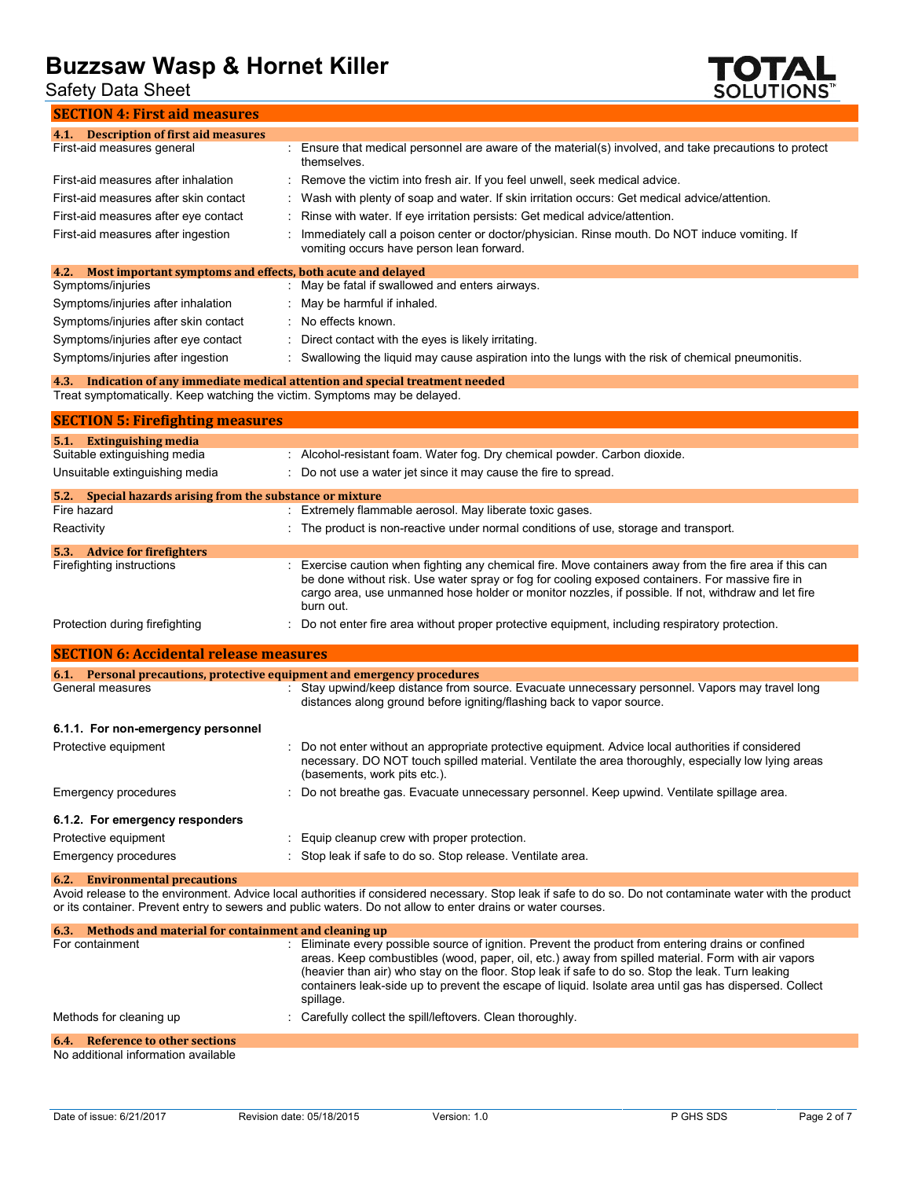## SECTION 4: First aid measures

### 4.1. Description of first aid measures

| | |
|---|---|
| First-aid measures general | Ensure that medical personnel are aware of the material(s) involved, and take precautions to protect themselves. |
| First-aid measures after inhalation | Remove the victim into fresh air. If you feel unwell, seek medical advice. |
| First-aid measures after skin contact | Wash with plenty of soap and water. If skin irritation occurs: Get medical advice/attention. |
| First-aid measures after eye contact | Rinse with water. If eye irritation persists: Get medical advice/attention. |
| First-aid measures after ingestion | Immediately call a poison center or doctor/physician. Rinse mouth. Do NOT induce vomiting. If vomiting occurs have person lean forward. |

### 4.2. Most important symptoms and effects, both acute and delayed

| | |
|---|---|
| Symptoms/injuries | May be fatal if swallowed and enters airways. |
| Symptoms/injuries after inhalation | May be harmful if inhaled. |
| Symptoms/injuries after skin contact | No effects known. |
| Symptoms/injuries after eye contact | Direct contact with the eyes is likely irritating. |
| Symptoms/injuries after ingestion | Swallowing the liquid may cause aspiration into the lungs with the risk of chemical pneumonitis. |

### 4.3. Indication of any immediate medical attention and special treatment needed

Treat symptomatically. Keep watching the victim. Symptoms may be delayed.

## SECTION 5: Firefighting measures

### 5.1. Extinguishing media

| | |
|---|---|
| Suitable extinguishing media | Alcohol-resistant foam. Water fog. Dry chemical powder. Carbon dioxide. |
| Unsuitable extinguishing media | Do not use a water jet since it may cause the fire to spread. |

### 5.2. Special hazards arising from the substance or mixture

| | |
|---|---|
| Fire hazard | Extremely flammable aerosol. May liberate toxic gases. |
| Reactivity | The product is non-reactive under normal conditions of use, storage and transport. |

### 5.3. Advice for firefighters

| | |
|---|---|
| Firefighting instructions | Exercise caution when fighting any chemical fire. Move containers away from the fire area if this can be done without risk. Use water spray or fog for cooling exposed containers. For massive fire in cargo area, use unmanned hose holder or monitor nozzles, if possible. If not, withdraw and let fire burn out. |
| Protection during firefighting | Do not enter fire area without proper protective equipment, including respiratory protection. |

## SECTION 6: Accidental release measures

### 6.1. Personal precautions, protective equipment and emergency procedures

| | |
|---|---|
| General measures | Stay upwind/keep distance from source. Evacuate unnecessary personnel. Vapors may travel long distances along ground before igniting/flashing back to vapor source. |

#### 6.1.1. For non-emergency personnel

| | |
|---|---|
| Protective equipment | Do not enter without an appropriate protective equipment. Advice local authorities if considered necessary. DO NOT touch spilled material. Ventilate the area thoroughly, especially low lying areas (basements, work pits etc.). |
| Emergency procedures | Do not breathe gas. Evacuate unnecessary personnel. Keep upwind. Ventilate spillage area. |

#### 6.1.2. For emergency responders

| | |
|---|---|
| Protective equipment | Equip cleanup crew with proper protection. |
| Emergency procedures | Stop leak if safe to do so. Stop release. Ventilate area. |

### 6.2. Environmental precautions

Avoid release to the environment. Advice local authorities if considered necessary. Stop leak if safe to do so. Do not contaminate water with the product or its container. Prevent entry to sewers and public waters. Do not allow to enter drains or water courses.

### 6.3. Methods and material for containment and cleaning up

| | |
|---|---|
| For containment | Eliminate every possible source of ignition. Prevent the product from entering drains or confined areas. Keep combustibles (wood, paper, oil, etc.) away from spilled material. Form with air vapors (heavier than air) who stay on the floor. Stop leak if safe to do so. Stop the leak. Turn leaking containers leak-side up to prevent the escape of liquid. Isolate area until gas has dispersed. Collect spillage. |
| Methods for cleaning up | Carefully collect the spill/leftovers. Clean thoroughly. |

### 6.4. Reference to other sections

No additional information available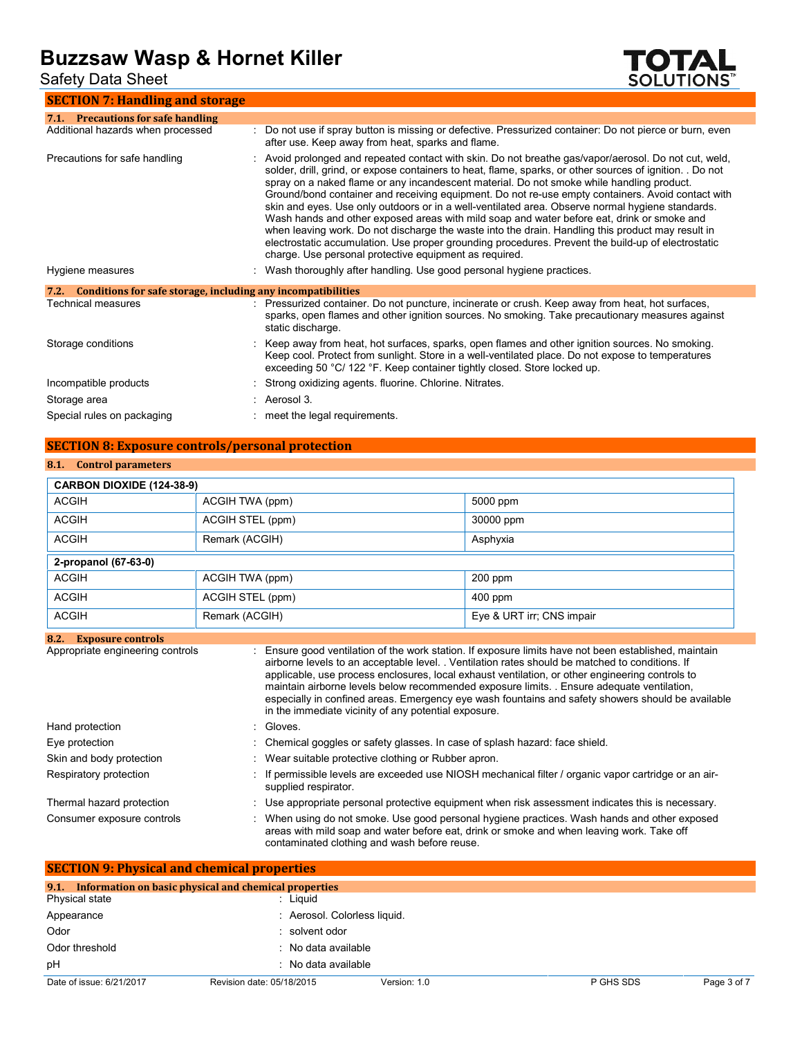## SECTION 7: Handling and storage

### 7.1. Precautions for safe handling

| | |
|---|---|
| Additional hazards when processed | Do not use if spray button is missing or defective. Pressurized container: Do not pierce or burn, even after use. Keep away from heat, sparks and flame. |
| Precautions for safe handling | Avoid prolonged and repeated contact with skin. Do not breathe gas/vapor/aerosol. Do not cut, weld, solder, drill, grind, or expose containers to heat, flame, sparks, or other sources of ignition. . Do not spray on a naked flame or any incandescent material. Do not smoke while handling product. Ground/bond container and receiving equipment. Do not re-use empty containers. Avoid contact with skin and eyes. Use only outdoors or in a well-ventilated area. Observe normal hygiene standards. Wash hands and other exposed areas with mild soap and water before eat, drink or smoke and when leaving work. Do not discharge the waste into the drain. Handling this product may result in electrostatic accumulation. Use proper grounding procedures. Prevent the build-up of electrostatic charge. Use personal protective equipment as required. |
| Hygiene measures | Wash thoroughly after handling. Use good personal hygiene practices. |

### 7.2. Conditions for safe storage, including any incompatibilities

| | |
|---|---|
| Technical measures | Pressurized container. Do not puncture, incinerate or crush. Keep away from heat, hot surfaces, sparks, open flames and other ignition sources. No smoking. Take precautionary measures against static discharge. |
| Storage conditions | Keep away from heat, hot surfaces, sparks, open flames and other ignition sources. No smoking. Keep cool. Protect from sunlight. Store in a well-ventilated place. Do not expose to temperatures exceeding 50 °C/ 122 °F. Keep container tightly closed. Store locked up. |
| Incompatible products | Strong oxidizing agents. fluorine. Chlorine. Nitrates. |
| Storage area | Aerosol 3. |
| Special rules on packaging | meet the legal requirements. |

## SECTION 8: Exposure controls/personal protection

### 8.1. Control parameters

| CARBON DIOXIDE (124-38-9) | | |
|---|---|---|
| ACGIH | ACGIH TWA (ppm) | 5000 ppm |
| ACGIH | ACGIH STEL (ppm) | 30000 ppm |
| ACGIH | Remark (ACGIH) | Asphyxia |

| 2-propanol (67-63-0) | | |
|---|---|---|
| ACGIH | ACGIH TWA (ppm) | 200 ppm |
| ACGIH | ACGIH STEL (ppm) | 400 ppm |
| ACGIH | Remark (ACGIH) | Eye & URT irr; CNS impair |

### 8.2. Exposure controls

| | |
|---|---|
| Appropriate engineering controls | Ensure good ventilation of the work station. If exposure limits have not been established, maintain airborne levels to an acceptable level. . Ventilation rates should be matched to conditions. If applicable, use process enclosures, local exhaust ventilation, or other engineering controls to maintain airborne levels below recommended exposure limits. . Ensure adequate ventilation, especially in confined areas. Emergency eye wash fountains and safety showers should be available in the immediate vicinity of any potential exposure. |
| Hand protection | Gloves. |
| Eye protection | Chemical goggles or safety glasses. In case of splash hazard: face shield. |
| Skin and body protection | Wear suitable protective clothing or Rubber apron. |
| Respiratory protection | If permissible levels are exceeded use NIOSH mechanical filter / organic vapor cartridge or an air-supplied respirator. |
| Thermal hazard protection | Use appropriate personal protective equipment when risk assessment indicates this is necessary. |
| Consumer exposure controls | When using do not smoke. Use good personal hygiene practices. Wash hands and other exposed areas with mild soap and water before eat, drink or smoke and when leaving work. Take off contaminated clothing and wash before reuse. |

## SECTION 9: Physical and chemical properties

### 9.1. Information on basic physical and chemical properties

| | |
|---|---|
| Physical state | Liquid |
| Appearance | Aerosol. Colorless liquid. |
| Odor | solvent odor |
| Odor threshold | No data available |
| pH | No data available |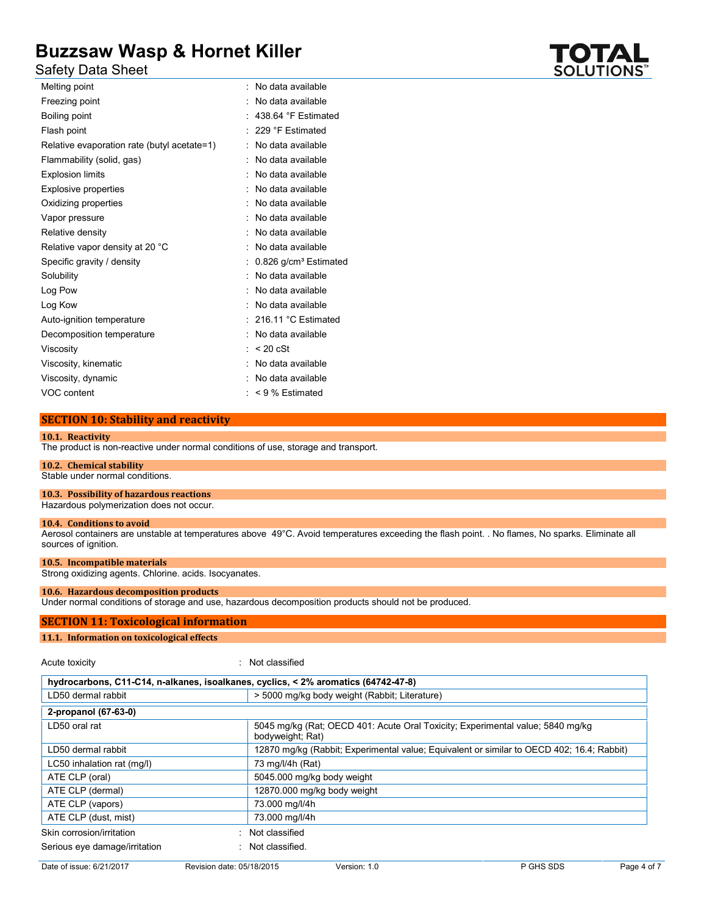| Property | Value |
| --- | --- |
| Melting point | No data available |
| Freezing point | No data available |
| Boiling point | 438.64 °F Estimated |
| Flash point | 229 °F Estimated |
| Relative evaporation rate (butyl acetate=1) | No data available |
| Flammability (solid, gas) | No data available |
| Explosion limits | No data available |
| Explosive properties | No data available |
| Oxidizing properties | No data available |
| Vapor pressure | No data available |
| Relative density | No data available |
| Relative vapor density at 20 °C | No data available |
| Specific gravity / density | 0.826 g/cm³ Estimated |
| Solubility | No data available |
| Log Pow | No data available |
| Log Kow | No data available |
| Auto-ignition temperature | 216.11 °C Estimated |
| Decomposition temperature | No data available |
| Viscosity | < 20 cSt |
| Viscosity, kinematic | No data available |
| Viscosity, dynamic | No data available |
| VOC content | < 9 % Estimated |

## SECTION 10: Stability and reactivity

### 10.1. Reactivity

The product is non-reactive under normal conditions of use, storage and transport.

### 10.2. Chemical stability

Stable under normal conditions.

### 10.3. Possibility of hazardous reactions

Hazardous polymerization does not occur.

### 10.4. Conditions to avoid

Aerosol containers are unstable at temperatures above 49°C. Avoid temperatures exceeding the flash point. . No flames, No sparks. Eliminate all sources of ignition.

### 10.5. Incompatible materials

Strong oxidizing agents. Chlorine. acids. Isocyanates.

### 10.6. Hazardous decomposition products

Under normal conditions of storage and use, hazardous decomposition products should not be produced.

## SECTION 11: Toxicological information

### 11.1. Information on toxicological effects

Acute toxicity : Not classified

| hydrocarbons, C11-C14, n-alkanes, isoalkanes, cyclics, < 2% aromatics (64742-47-8) | |
| --- | --- |
| LD50 dermal rabbit | > 5000 mg/kg body weight (Rabbit; Literature) |
| **2-propanol (67-63-0)** | |
| LD50 oral rat | 5045 mg/kg (Rat; OECD 401: Acute Oral Toxicity; Experimental value; 5840 mg/kg bodyweight; Rat) |
| LD50 dermal rabbit | 12870 mg/kg (Rabbit; Experimental value; Equivalent or similar to OECD 402; 16.4; Rabbit) |
| LC50 inhalation rat (mg/l) | 73 mg/l/4h (Rat) |
| ATE CLP (oral) | 5045.000 mg/kg body weight |
| ATE CLP (dermal) | 12870.000 mg/kg body weight |
| ATE CLP (vapors) | 73.000 mg/l/4h |
| ATE CLP (dust, mist) | 73.000 mg/l/4h |

Skin corrosion/irritation : Not classified

Serious eye damage/irritation : Not classified.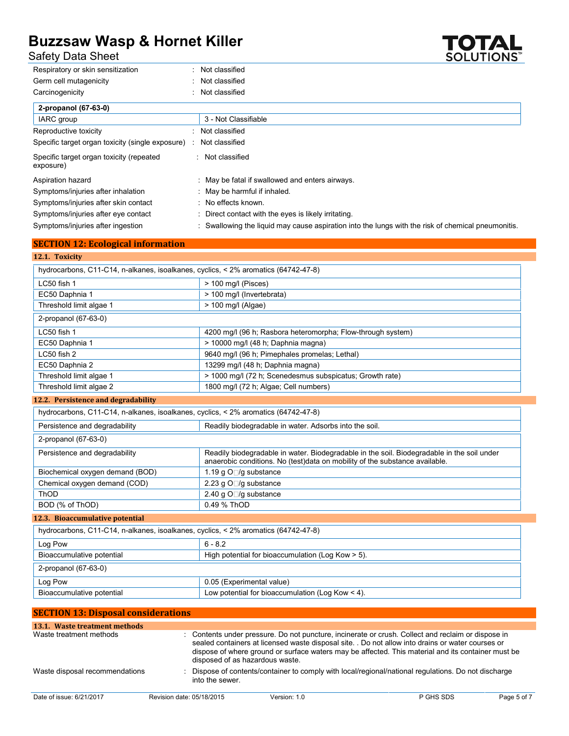Respiratory or skin sensitization : Not classified

Germ cell mutagenicity : Not classified

Carcinogenicity : Not classified

| 2-propanol (67-63-0) | |
|---|---|
| IARC group | 3 - Not Classifiable |

Reproductive toxicity : Not classified

Specific target organ toxicity (single exposure) : Not classified

Specific target organ toxicity (repeated exposure) : Not classified

Aspiration hazard : May be fatal if swallowed and enters airways.

Symptoms/injuries after inhalation : May be harmful if inhaled.

Symptoms/injuries after skin contact : No effects known.

Symptoms/injuries after eye contact : Direct contact with the eyes is likely irritating.

Symptoms/injuries after ingestion : Swallowing the liquid may cause aspiration into the lungs with the risk of chemical pneumonitis.

## SECTION 12: Ecological information

### 12.1. Toxicity

| hydrocarbons, C11-C14, n-alkanes, isoalkanes, cyclics, < 2% aromatics (64742-47-8) | |
|---|---|
| LC50 fish 1 | > 100 mg/l (Pisces) |
| EC50 Daphnia 1 | > 100 mg/l (Invertebrata) |
| Threshold limit algae 1 | > 100 mg/l (Algae) |

| 2-propanol (67-63-0) | |
|---|---|
| LC50 fish 1 | 4200 mg/l (96 h; Rasbora heteromorpha; Flow-through system) |
| EC50 Daphnia 1 | > 10000 mg/l (48 h; Daphnia magna) |
| LC50 fish 2 | 9640 mg/l (96 h; Pimephales promelas; Lethal) |
| EC50 Daphnia 2 | 13299 mg/l (48 h; Daphnia magna) |
| Threshold limit algae 1 | > 1000 mg/l (72 h; Scenedesmus subspicatus; Growth rate) |
| Threshold limit algae 2 | 1800 mg/l (72 h; Algae; Cell numbers) |

### 12.2. Persistence and degradability

| hydrocarbons, C11-C14, n-alkanes, isoalkanes, cyclics, < 2% aromatics (64742-47-8) | |
|---|---|
| Persistence and degradability | Readily biodegradable in water. Adsorbs into the soil. |

| 2-propanol (67-63-0) | |
|---|---|
| Persistence and degradability | Readily biodegradable in water. Biodegradable in the soil. Biodegradable in the soil under anaerobic conditions. No (test)data on mobility of the substance available. |
| Biochemical oxygen demand (BOD) | 1.19 g $O_2$/g substance |
| Chemical oxygen demand (COD) | 2.23 g $O_2$/g substance |
| ThOD | 2.40 g $O_2$/g substance |
| BOD (% of ThOD) | 0.49 % ThOD |

### 12.3. Bioaccumulative potential

| hydrocarbons, C11-C14, n-alkanes, isoalkanes, cyclics, < 2% aromatics (64742-47-8) | |
|---|---|
| Log Pow | 6 - 8.2 |
| Bioaccumulative potential | High potential for bioaccumulation (Log Kow > 5). |

| 2-propanol (67-63-0) | |
|---|---|
| Log Pow | 0.05 (Experimental value) |
| Bioaccumulative potential | Low potential for bioaccumulation (Log Kow < 4). |

## SECTION 13: Disposal considerations

### 13.1. Waste treatment methods

Waste treatment methods : Contents under pressure. Do not puncture, incinerate or crush. Collect and reclaim or dispose in sealed containers at licensed waste disposal site. . Do not allow into drains or water courses or dispose of where ground or surface waters may be affected. This material and its container must be disposed of as hazardous waste.

Waste disposal recommendations : Dispose of contents/container to comply with local/regional/national regulations. Do not discharge into the sewer.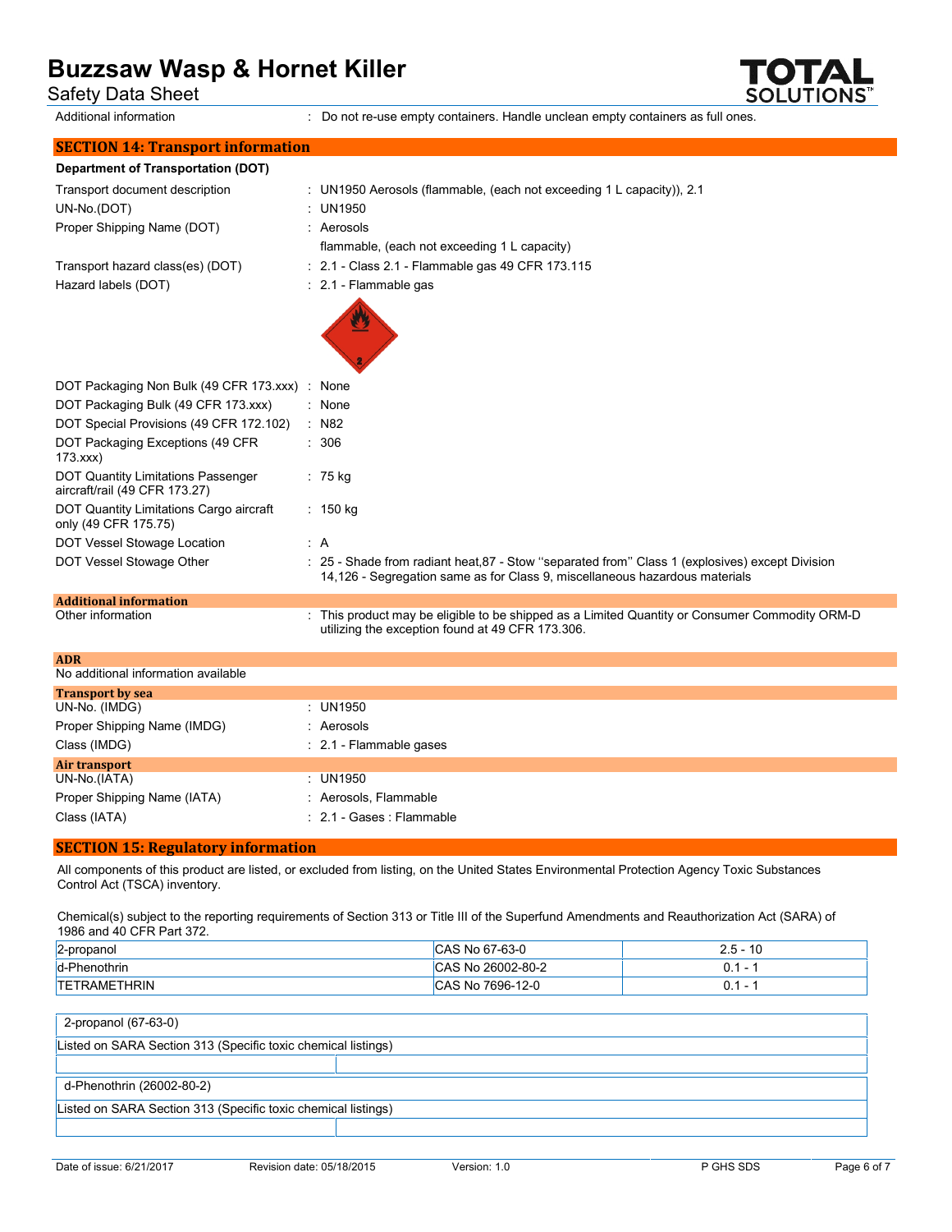Additional information : Do not re-use empty containers. Handle unclean empty containers as full ones.

## SECTION 14: Transport information

**Department of Transportation (DOT)**

| | |
|---|---|
| Transport document description | : UN1950 Aerosols (flammable, (each not exceeding 1 L capacity)), 2.1 |
| UN-No.(DOT) | : UN1950 |
| Proper Shipping Name (DOT) | : Aerosols<br>flammable, (each not exceeding 1 L capacity) |
| Transport hazard class(es) (DOT) | : 2.1 - Class 2.1 - Flammable gas 49 CFR 173.115 |
| Hazard labels (DOT) | : 2.1 - Flammable gas |
| DOT Packaging Non Bulk (49 CFR 173.xxx) | : None |
| DOT Packaging Bulk (49 CFR 173.xxx) | : None |
| DOT Special Provisions (49 CFR 172.102) | : N82 |
| DOT Packaging Exceptions (49 CFR 173.xxx) | : 306 |
| DOT Quantity Limitations Passenger aircraft/rail (49 CFR 173.27) | : 75 kg |
| DOT Quantity Limitations Cargo aircraft only (49 CFR 175.75) | : 150 kg |
| DOT Vessel Stowage Location | : A |
| DOT Vessel Stowage Other | : 25 - Shade from radiant heat,87 - Stow ''separated from'' Class 1 (explosives) except Division 14,126 - Segregation same as for Class 9, miscellaneous hazardous materials |

**Additional information**

Other information : This product may be eligible to be shipped as a Limited Quantity or Consumer Commodity ORM-D utilizing the exception found at 49 CFR 173.306.

**ADR**

No additional information available

**Transport by sea**

| | |
|---|---|
| UN-No. (IMDG) | : UN1950 |
| Proper Shipping Name (IMDG) | : Aerosols |
| Class (IMDG) | : 2.1 - Flammable gases |

**Air transport**

| | |
|---|---|
| UN-No.(IATA) | : UN1950 |
| Proper Shipping Name (IATA) | : Aerosols, Flammable |
| Class (IATA) | : 2.1 - Gases : Flammable |

## SECTION 15: Regulatory information

All components of this product are listed, or excluded from listing, on the United States Environmental Protection Agency Toxic Substances Control Act (TSCA) inventory.

Chemical(s) subject to the reporting requirements of Section 313 or Title III of the Superfund Amendments and Reauthorization Act (SARA) of 1986 and 40 CFR Part 372.

| | | |
|---|---|---|
| 2-propanol | CAS No 67-63-0 | 2.5 - 10 |
| d-Phenothrin | CAS No 26002-80-2 | 0.1 - 1 |
| TETRAMETHRIN | CAS No 7696-12-0 | 0.1 - 1 |

| 2-propanol (67-63-0) | |
|---|---|
| Listed on SARA Section 313 (Specific toxic chemical listings) | |
| | |

| d-Phenothrin (26002-80-2) | |
|---|---|
| Listed on SARA Section 313 (Specific toxic chemical listings) | |
| | |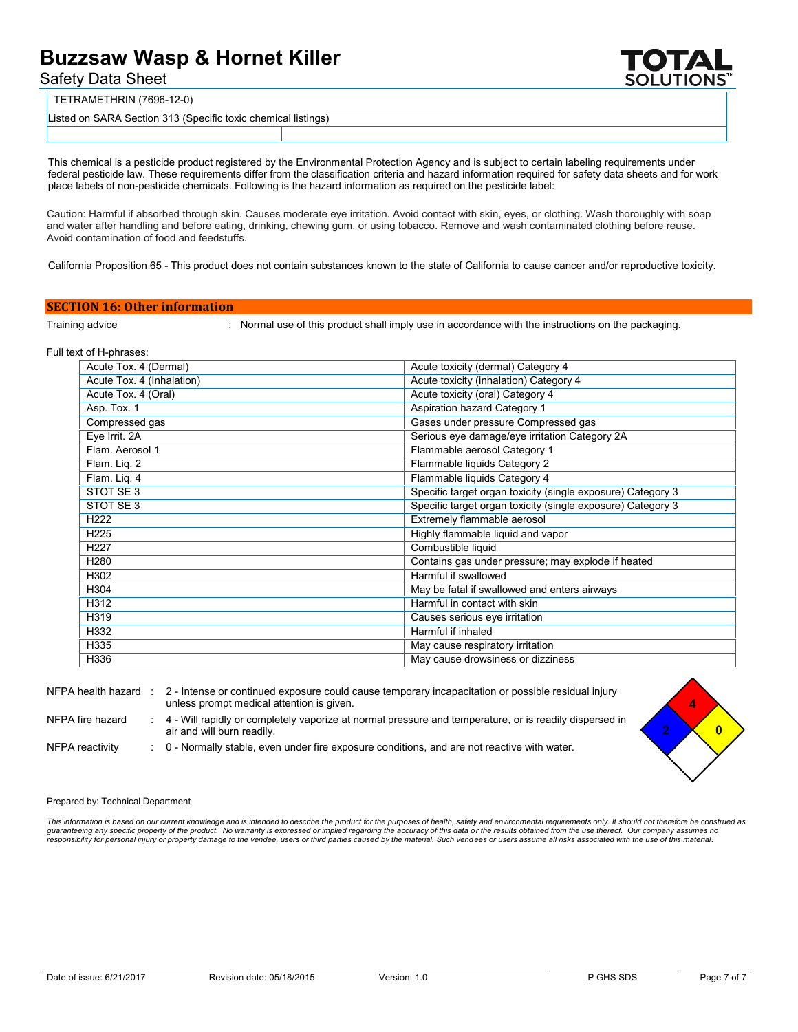| TETRAMETHRIN (7696-12-0) | |
|---|---|
| Listed on SARA Section 313 (Specific toxic chemical listings) | |
| | |

This chemical is a pesticide product registered by the Environmental Protection Agency and is subject to certain labeling requirements under federal pesticide law. These requirements differ from the classification criteria and hazard information required for safety data sheets and for work place labels of non-pesticide chemicals. Following is the hazard information as required on the pesticide label:

Caution: Harmful if absorbed through skin. Causes moderate eye irritation. Avoid contact with skin, eyes, or clothing. Wash thoroughly with soap and water after handling and before eating, drinking, chewing gum, or using tobacco. Remove and wash contaminated clothing before reuse. Avoid contamination of food and feedstuffs.

California Proposition 65 - This product does not contain substances known to the state of California to cause cancer and/or reproductive toxicity.

## SECTION 16: Other information

Training advice : Normal use of this product shall imply use in accordance with the instructions on the packaging.

Full text of H-phrases:

| | |
|---|---|
| Acute Tox. 4 (Dermal) | Acute toxicity (dermal) Category 4 |
| Acute Tox. 4 (Inhalation) | Acute toxicity (inhalation) Category 4 |
| Acute Tox. 4 (Oral) | Acute toxicity (oral) Category 4 |
| Asp. Tox. 1 | Aspiration hazard Category 1 |
| Compressed gas | Gases under pressure Compressed gas |
| Eye Irrit. 2A | Serious eye damage/eye irritation Category 2A |
| Flam. Aerosol 1 | Flammable aerosol Category 1 |
| Flam. Liq. 2 | Flammable liquids Category 2 |
| Flam. Liq. 4 | Flammable liquids Category 4 |
| STOT SE 3 | Specific target organ toxicity (single exposure) Category 3 |
| STOT SE 3 | Specific target organ toxicity (single exposure) Category 3 |
| H222 | Extremely flammable aerosol |
| H225 | Highly flammable liquid and vapor |
| H227 | Combustible liquid |
| H280 | Contains gas under pressure; may explode if heated |
| H302 | Harmful if swallowed |
| H304 | May be fatal if swallowed and enters airways |
| H312 | Harmful in contact with skin |
| H319 | Causes serious eye irritation |
| H332 | Harmful if inhaled |
| H335 | May cause respiratory irritation |
| H336 | May cause drowsiness or dizziness |

NFPA health hazard : 2 - Intense or continued exposure could cause temporary incapacitation or possible residual injury unless prompt medical attention is given.

NFPA fire hazard : 4 - Will rapidly or completely vaporize at normal pressure and temperature, or is readily dispersed in air and will burn readily.

NFPA reactivity : 0 - Normally stable, even under fire exposure conditions, and are not reactive with water.

4

2 0

Prepared by: Technical Department

*This information is based on our current knowledge and is intended to describe the product for the purposes of health, safety and environmental requirements only. It should not therefore be construed as guaranteeing any specific property of the product. No warranty is expressed or implied regarding the accuracy of this data or the results obtained from the use thereof. Our company assumes no responsibility for personal injury or property damage to the vendee, users or third parties caused by the material. Such vendees or users assume all risks associated with the use of this material.*